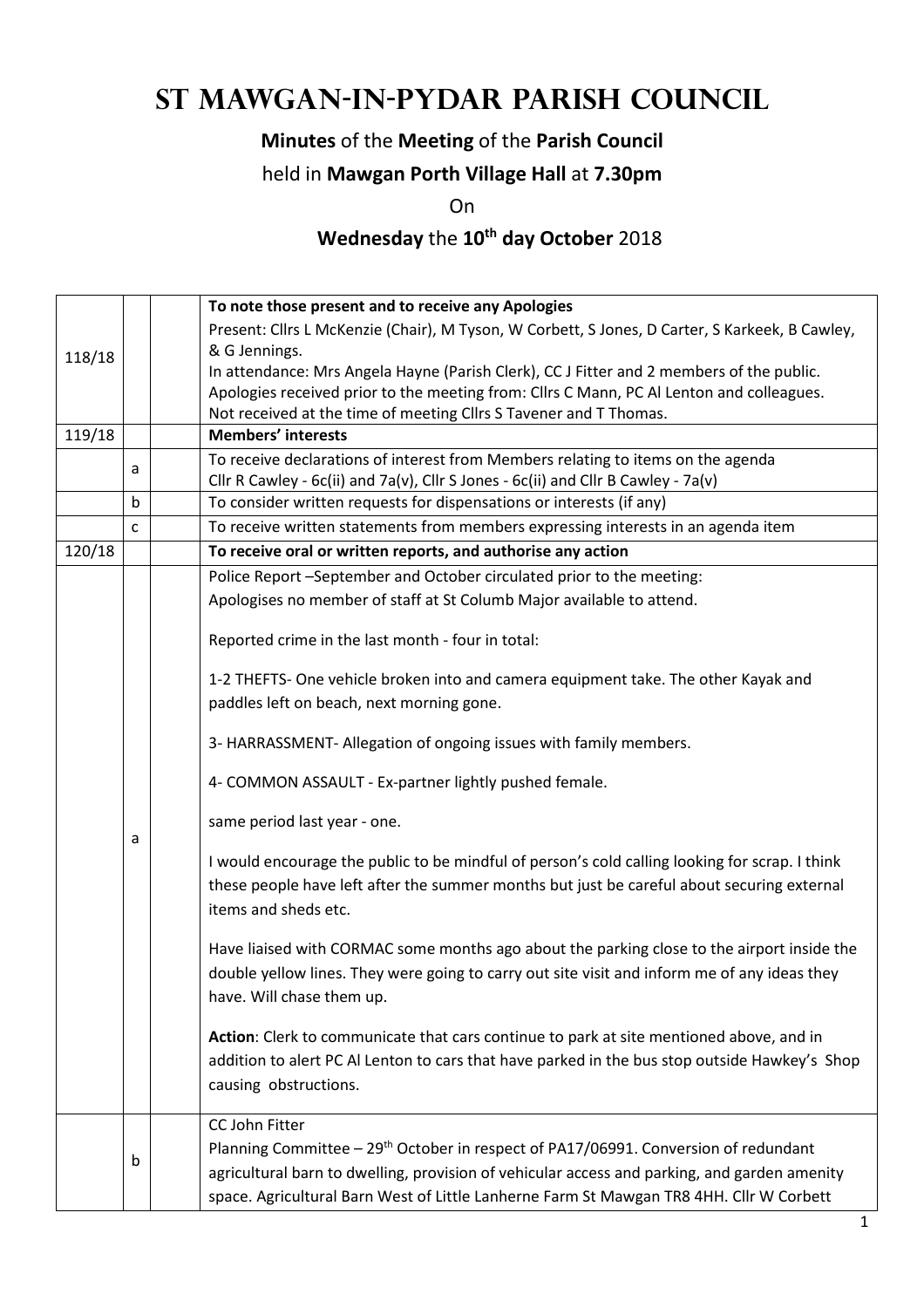# ST MAWGAN-IN-PYDAR PARISH COUNCIL

**Minutes** of the **Meeting** of the **Parish Council**

held in **Mawgan Porth Village Hall** at **7.30pm**

On

**Wednesday** the **10th day October** 2018

| | | | |
|---|---|---|---|
| 118/18 | | | **To note those present and to receive any Apologies**<br>Present: Cllrs L McKenzie (Chair), M Tyson, W Corbett, S Jones, D Carter, S Karkeek, B Cawley, & G Jennings.<br>In attendance: Mrs Angela Hayne (Parish Clerk), CC J Fitter and 2 members of the public.<br>Apologies received prior to the meeting from: Cllrs C Mann, PC Al Lenton and colleagues.<br>Not received at the time of meeting Cllrs S Tavener and T Thomas. |
| 119/18 | | | **Members' interests** |
| | a | | To receive declarations of interest from Members relating to items on the agenda<br>Cllr R Cawley - 6c(ii) and 7a(v), Cllr S Jones - 6c(ii) and Cllr B Cawley - 7a(v) |
| | b | | To consider written requests for dispensations or interests (if any) |
| | c | | To receive written statements from members expressing interests in an agenda item |
| 120/18 | | | **To receive oral or written reports, and authorise any action** |
| | a | | Police Report –September and October circulated prior to the meeting:<br>Apologises no member of staff at St Columb Major available to attend.<br><br>Reported crime in the last month - four in total:<br><br>1-2 THEFTS- One vehicle broken into and camera equipment take. The other Kayak and paddles left on beach, next morning gone.<br><br>3- HARRASSMENT- Allegation of ongoing issues with family members.<br><br>4- COMMON ASSAULT - Ex-partner lightly pushed female.<br><br>same period last year - one.<br><br>I would encourage the public to be mindful of person's cold calling looking for scrap. I think these people have left after the summer months but just be careful about securing external items and sheds etc.<br><br>Have liaised with CORMAC some months ago about the parking close to the airport inside the double yellow lines. They were going to carry out site visit and inform me of any ideas they have. Will chase them up.<br><br>**Action**: Clerk to communicate that cars continue to park at site mentioned above, and in addition to alert PC Al Lenton to cars that have parked in the bus stop outside Hawkey's Shop causing obstructions. |
| | b | | CC John Fitter<br>Planning Committee – 29th October in respect of PA17/06991. Conversion of redundant agricultural barn to dwelling, provision of vehicular access and parking, and garden amenity space. Agricultural Barn West of Little Lanherne Farm St Mawgan TR8 4HH. Cllr W Corbett |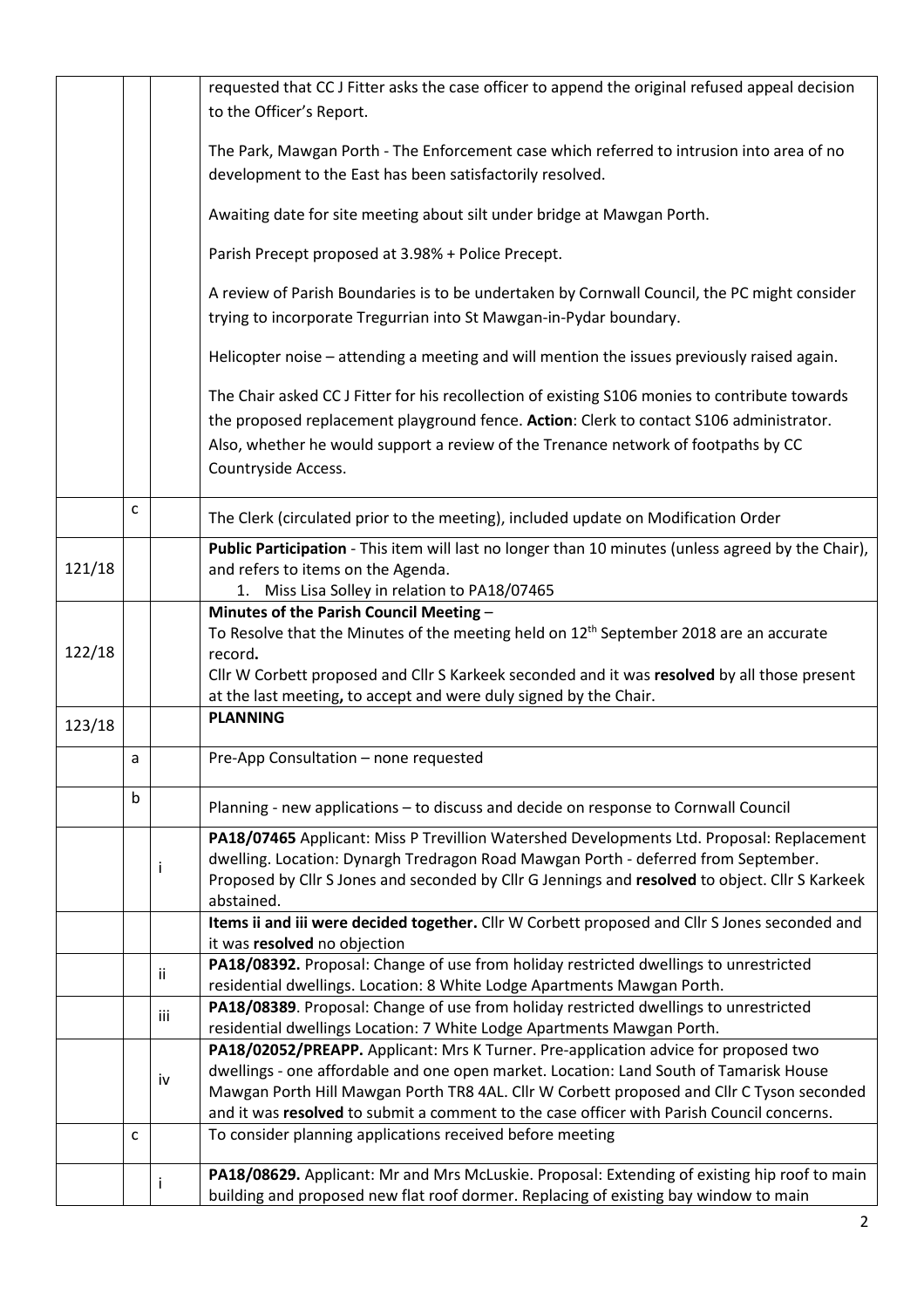|  |  |  |  |
| --- | --- | --- | --- |
|  |  |  | requested that CC J Fitter asks the case officer to append the original refused appeal decision to the Officer's Report.<br><br>The Park, Mawgan Porth - The Enforcement case which referred to intrusion into area of no development to the East has been satisfactorily resolved.<br><br>Awaiting date for site meeting about silt under bridge at Mawgan Porth.<br><br>Parish Precept proposed at 3.98% + Police Precept.<br><br>A review of Parish Boundaries is to be undertaken by Cornwall Council, the PC might consider trying to incorporate Tregurrian into St Mawgan-in-Pydar boundary.<br><br>Helicopter noise – attending a meeting and will mention the issues previously raised again.<br><br>The Chair asked CC J Fitter for his recollection of existing S106 monies to contribute towards the proposed replacement playground fence. **Action**: Clerk to contact S106 administrator. Also, whether he would support a review of the Trenance network of footpaths by CC Countryside Access. |
|  | c |  | The Clerk (circulated prior to the meeting), included update on Modification Order |
| 121/18 |  |  | **Public Participation** - This item will last no longer than 10 minutes (unless agreed by the Chair), and refers to items on the Agenda.<br>1. Miss Lisa Solley in relation to PA18/07465 |
| 122/18 |  |  | **Minutes of the Parish Council Meeting** –<br>To Resolve that the Minutes of the meeting held on 12th September 2018 are an accurate record**.**<br>Cllr W Corbett proposed and Cllr S Karkeek seconded and it was **resolved** by all those present at the last meeting**,** to accept and were duly signed by the Chair. |
| 123/18 |  |  | **PLANNING** |
|  | a |  | Pre-App Consultation – none requested |
|  | b |  | Planning - new applications – to discuss and decide on response to Cornwall Council |
|  |  | i | **PA18/07465** Applicant: Miss P Trevillion Watershed Developments Ltd. Proposal: Replacement dwelling. Location: Dynargh Tredragon Road Mawgan Porth - deferred from September. Proposed by Cllr S Jones and seconded by Cllr G Jennings and **resolved** to object. Cllr S Karkeek abstained. |
|  |  |  | **Items ii and iii were decided together.** Cllr W Corbett proposed and Cllr S Jones seconded and it was **resolved** no objection |
|  |  | ii | **PA18/08392.** Proposal: Change of use from holiday restricted dwellings to unrestricted residential dwellings. Location: 8 White Lodge Apartments Mawgan Porth. |
|  |  | iii | **PA18/08389**. Proposal: Change of use from holiday restricted dwellings to unrestricted residential dwellings Location: 7 White Lodge Apartments Mawgan Porth. |
|  |  | iv | **PA18/02052/PREAPP.** Applicant: Mrs K Turner. Pre-application advice for proposed two dwellings - one affordable and one open market. Location: Land South of Tamarisk House Mawgan Porth Hill Mawgan Porth TR8 4AL. Cllr W Corbett proposed and Cllr C Tyson seconded and it was **resolved** to submit a comment to the case officer with Parish Council concerns. |
|  | c |  | To consider planning applications received before meeting |
|  |  | i | **PA18/08629.** Applicant: Mr and Mrs McLuskie. Proposal: Extending of existing hip roof to main building and proposed new flat roof dormer. Replacing of existing bay window to main |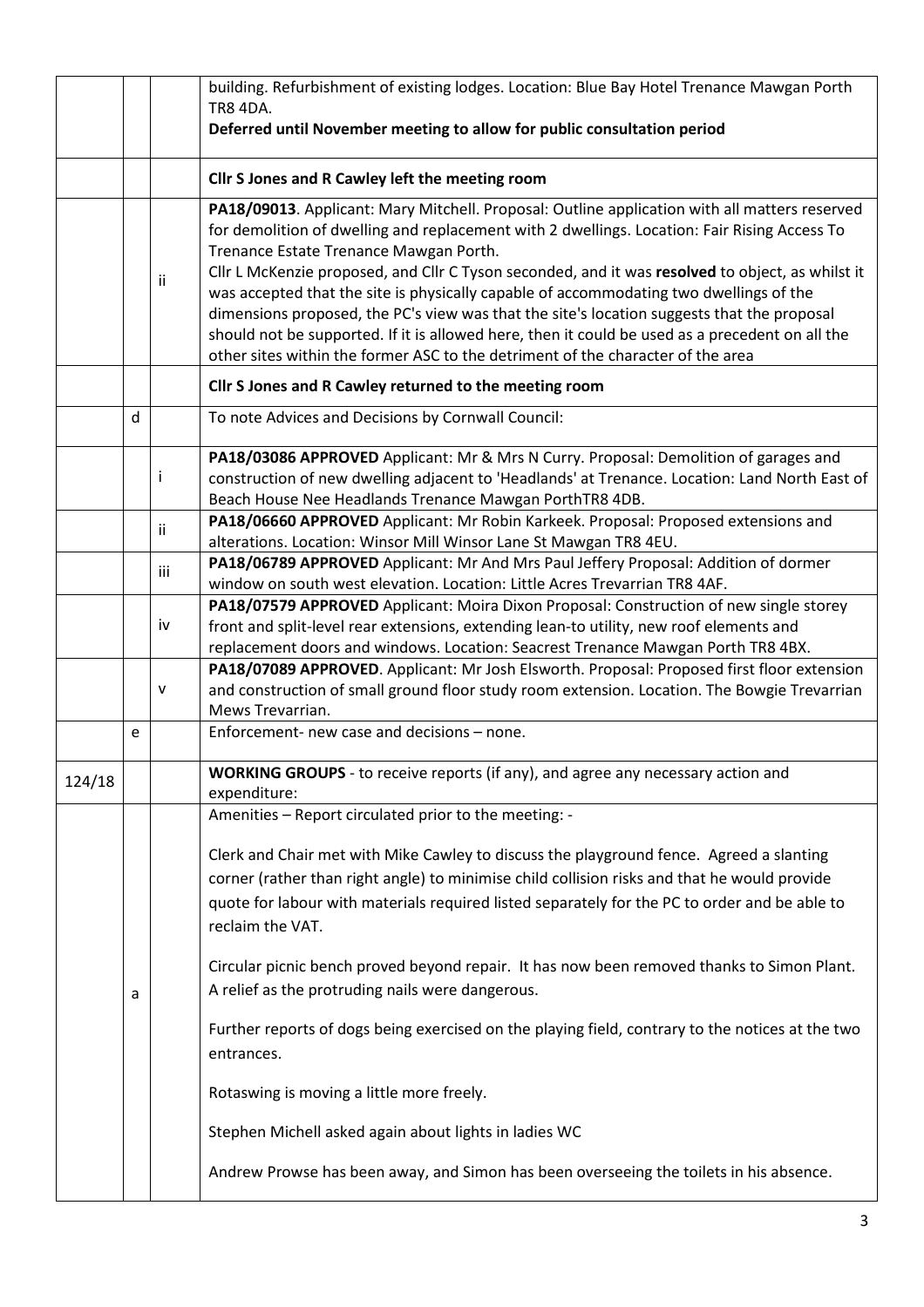| | | | |
|---|---|---|---|
| | | | building. Refurbishment of existing lodges. Location: Blue Bay Hotel Trenance Mawgan Porth TR8 4DA.<br>**Deferred until November meeting to allow for public consultation period** |
| | | | **Cllr S Jones and R Cawley left the meeting room** |
| | | ii | **PA18/09013**. Applicant: Mary Mitchell. Proposal: Outline application with all matters reserved for demolition of dwelling and replacement with 2 dwellings. Location: Fair Rising Access To Trenance Estate Trenance Mawgan Porth.<br>Cllr L McKenzie proposed, and Cllr C Tyson seconded, and it was **resolved** to object, as whilst it was accepted that the site is physically capable of accommodating two dwellings of the dimensions proposed, the PC's view was that the site's location suggests that the proposal should not be supported. If it is allowed here, then it could be used as a precedent on all the other sites within the former ASC to the detriment of the character of the area |
| | | | **Cllr S Jones and R Cawley returned to the meeting room** |
| | d | | To note Advices and Decisions by Cornwall Council: |
| | | i | **PA18/03086 APPROVED** Applicant: Mr & Mrs N Curry. Proposal: Demolition of garages and construction of new dwelling adjacent to 'Headlands' at Trenance. Location: Land North East of Beach House Nee Headlands Trenance Mawgan PorthTR8 4DB. |
| | | ii | **PA18/06660 APPROVED** Applicant: Mr Robin Karkeek. Proposal: Proposed extensions and alterations. Location: Winsor Mill Winsor Lane St Mawgan TR8 4EU. |
| | | iii | **PA18/06789 APPROVED** Applicant: Mr And Mrs Paul Jeffery Proposal: Addition of dormer window on south west elevation. Location: Little Acres Trevarrian TR8 4AF. |
| | | iv | **PA18/07579 APPROVED** Applicant: Moira Dixon Proposal: Construction of new single storey front and split-level rear extensions, extending lean-to utility, new roof elements and replacement doors and windows. Location: Seacrest Trenance Mawgan Porth TR8 4BX. |
| | | v | **PA18/07089 APPROVED**. Applicant: Mr Josh Elsworth. Proposal: Proposed first floor extension and construction of small ground floor study room extension. Location. The Bowgie Trevarrian Mews Trevarrian. |
| | e | | Enforcement- new case and decisions – none. |
| 124/18 | | | **WORKING GROUPS** - to receive reports (if any), and agree any necessary action and expenditure: |
| | a | | Amenities – Report circulated prior to the meeting: -<br><br>Clerk and Chair met with Mike Cawley to discuss the playground fence. Agreed a slanting corner (rather than right angle) to minimise child collision risks and that he would provide quote for labour with materials required listed separately for the PC to order and be able to reclaim the VAT.<br><br>Circular picnic bench proved beyond repair. It has now been removed thanks to Simon Plant. A relief as the protruding nails were dangerous.<br><br>Further reports of dogs being exercised on the playing field, contrary to the notices at the two entrances.<br><br>Rotaswing is moving a little more freely.<br><br>Stephen Michell asked again about lights in ladies WC<br><br>Andrew Prowse has been away, and Simon has been overseeing the toilets in his absence. |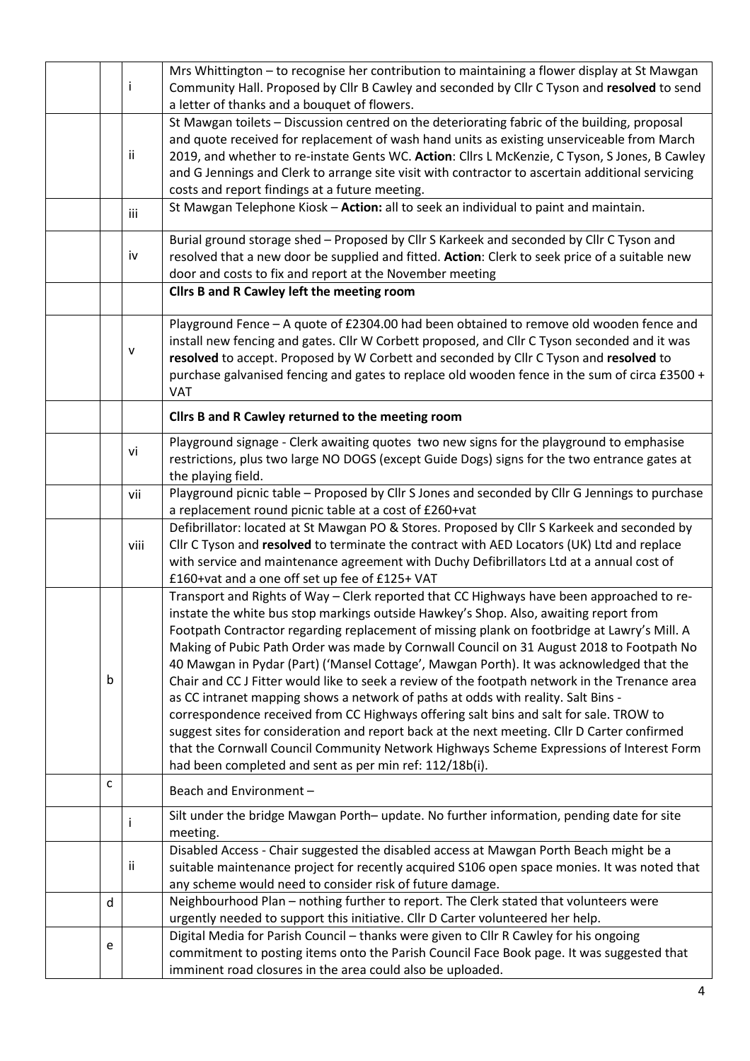| | | |
|---|---|---|
| | i | Mrs Whittington – to recognise her contribution to maintaining a flower display at St Mawgan Community Hall. Proposed by Cllr B Cawley and seconded by Cllr C Tyson and **resolved** to send a letter of thanks and a bouquet of flowers. |
| | ii | St Mawgan toilets – Discussion centred on the deteriorating fabric of the building, proposal and quote received for replacement of wash hand units as existing unserviceable from March 2019, and whether to re-instate Gents WC. **Action**: Cllrs L McKenzie, C Tyson, S Jones, B Cawley and G Jennings and Clerk to arrange site visit with contractor to ascertain additional servicing costs and report findings at a future meeting. |
| | iii | St Mawgan Telephone Kiosk – **Action:** all to seek an individual to paint and maintain. |
| | iv | Burial ground storage shed – Proposed by Cllr S Karkeek and seconded by Cllr C Tyson and resolved that a new door be supplied and fitted. **Action**: Clerk to seek price of a suitable new door and costs to fix and report at the November meeting |
| | | **Cllrs B and R Cawley left the meeting room** |
| | v | Playground Fence – A quote of £2304.00 had been obtained to remove old wooden fence and install new fencing and gates. Cllr W Corbett proposed, and Cllr C Tyson seconded and it was **resolved** to accept. Proposed by W Corbett and seconded by Cllr C Tyson and **resolved** to purchase galvanised fencing and gates to replace old wooden fence in the sum of circa £3500 + VAT |
| | | **Cllrs B and R Cawley returned to the meeting room** |
| | vi | Playground signage - Clerk awaiting quotes two new signs for the playground to emphasise restrictions, plus two large NO DOGS (except Guide Dogs) signs for the two entrance gates at the playing field. |
| | vii | Playground picnic table – Proposed by Cllr S Jones and seconded by Cllr G Jennings to purchase a replacement round picnic table at a cost of £260+vat |
| | viii | Defibrillator: located at St Mawgan PO & Stores. Proposed by Cllr S Karkeek and seconded by Cllr C Tyson and **resolved** to terminate the contract with AED Locators (UK) Ltd and replace with service and maintenance agreement with Duchy Defibrillators Ltd at a annual cost of £160+vat and a one off set up fee of £125+ VAT |
| b | | Transport and Rights of Way – Clerk reported that CC Highways have been approached to re-instate the white bus stop markings outside Hawkey's Shop. Also, awaiting report from Footpath Contractor regarding replacement of missing plank on footbridge at Lawry's Mill. A Making of Pubic Path Order was made by Cornwall Council on 31 August 2018 to Footpath No 40 Mawgan in Pydar (Part) ('Mansel Cottage', Mawgan Porth). It was acknowledged that the Chair and CC J Fitter would like to seek a review of the footpath network in the Trenance area as CC intranet mapping shows a network of paths at odds with reality. Salt Bins - correspondence received from CC Highways offering salt bins and salt for sale. TROW to suggest sites for consideration and report back at the next meeting. Cllr D Carter confirmed that the Cornwall Council Community Network Highways Scheme Expressions of Interest Form had been completed and sent as per min ref: 112/18b(i). |
| c | | Beach and Environment – |
| | i | Silt under the bridge Mawgan Porth– update. No further information, pending date for site meeting. |
| | ii | Disabled Access - Chair suggested the disabled access at Mawgan Porth Beach might be a suitable maintenance project for recently acquired S106 open space monies. It was noted that any scheme would need to consider risk of future damage. |
| d | | Neighbourhood Plan – nothing further to report. The Clerk stated that volunteers were urgently needed to support this initiative. Cllr D Carter volunteered her help. |
| e | | Digital Media for Parish Council – thanks were given to Cllr R Cawley for his ongoing commitment to posting items onto the Parish Council Face Book page. It was suggested that imminent road closures in the area could also be uploaded. |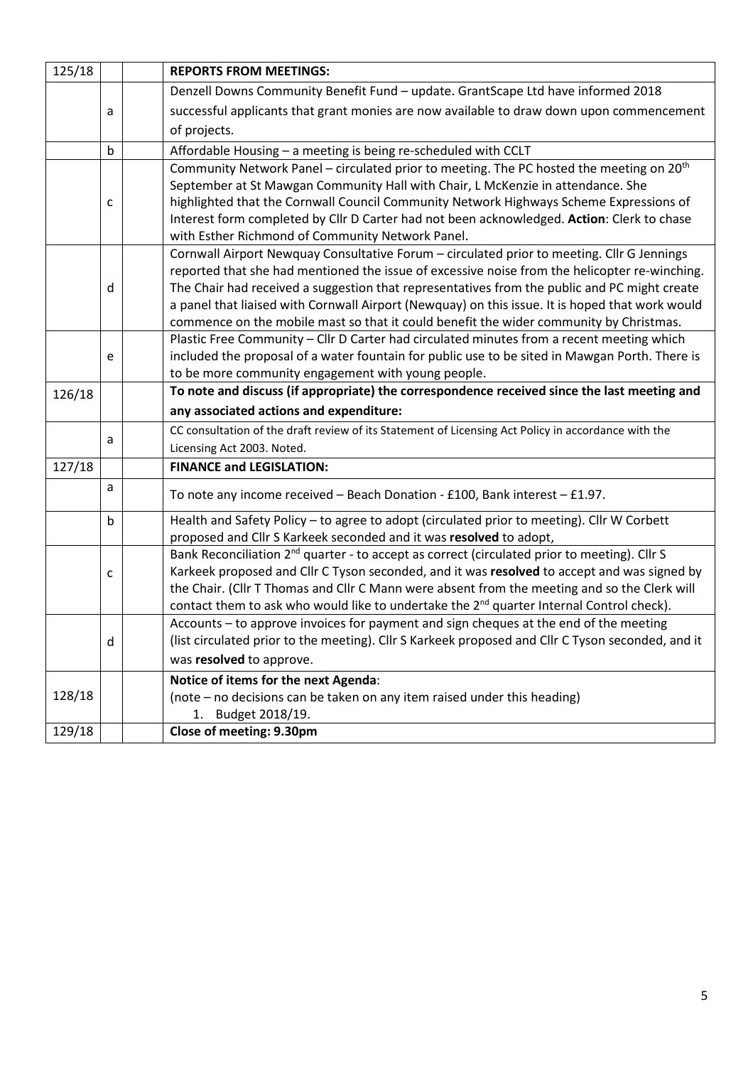| | | | |
|---|---|---|---|
| 125/18 | | | **REPORTS FROM MEETINGS:** |
| | a | | Denzell Downs Community Benefit Fund – update. GrantScape Ltd have informed 2018 successful applicants that grant monies are now available to draw down upon commencement of projects. |
| | b | | Affordable Housing – a meeting is being re-scheduled with CCLT |
| | c | | Community Network Panel – circulated prior to meeting. The PC hosted the meeting on 20th September at St Mawgan Community Hall with Chair, L McKenzie in attendance. She highlighted that the Cornwall Council Community Network Highways Scheme Expressions of Interest form completed by Cllr D Carter had not been acknowledged. **Action**: Clerk to chase with Esther Richmond of Community Network Panel. |
| | d | | Cornwall Airport Newquay Consultative Forum – circulated prior to meeting. Cllr G Jennings reported that she had mentioned the issue of excessive noise from the helicopter re-winching. The Chair had received a suggestion that representatives from the public and PC might create a panel that liaised with Cornwall Airport (Newquay) on this issue. It is hoped that work would commence on the mobile mast so that it could benefit the wider community by Christmas. |
| | e | | Plastic Free Community – Cllr D Carter had circulated minutes from a recent meeting which included the proposal of a water fountain for public use to be sited in Mawgan Porth. There is to be more community engagement with young people. |
| 126/18 | | | **To note and discuss (if appropriate) the correspondence received since the last meeting and any associated actions and expenditure:** |
| | a | | CC consultation of the draft review of its Statement of Licensing Act Policy in accordance with the Licensing Act 2003. Noted. |
| 127/18 | | | **FINANCE and LEGISLATION:** |
| | a | | To note any income received – Beach Donation - £100, Bank interest – £1.97. |
| | b | | Health and Safety Policy – to agree to adopt (circulated prior to meeting). Cllr W Corbett proposed and Cllr S Karkeek seconded and it was **resolved** to adopt, |
| | c | | Bank Reconciliation 2nd quarter - to accept as correct (circulated prior to meeting). Cllr S Karkeek proposed and Cllr C Tyson seconded, and it was **resolved** to accept and was signed by the Chair. (Cllr T Thomas and Cllr C Mann were absent from the meeting and so the Clerk will contact them to ask who would like to undertake the 2nd quarter Internal Control check). |
| | d | | Accounts – to approve invoices for payment and sign cheques at the end of the meeting (list circulated prior to the meeting). Cllr S Karkeek proposed and Cllr C Tyson seconded, and it was **resolved** to approve. |
| 128/18 | | | **Notice of items for the next Agenda**:<br>(note – no decisions can be taken on any item raised under this heading)<br>1. Budget 2018/19. |
| 129/18 | | | **Close of meeting: 9.30pm** |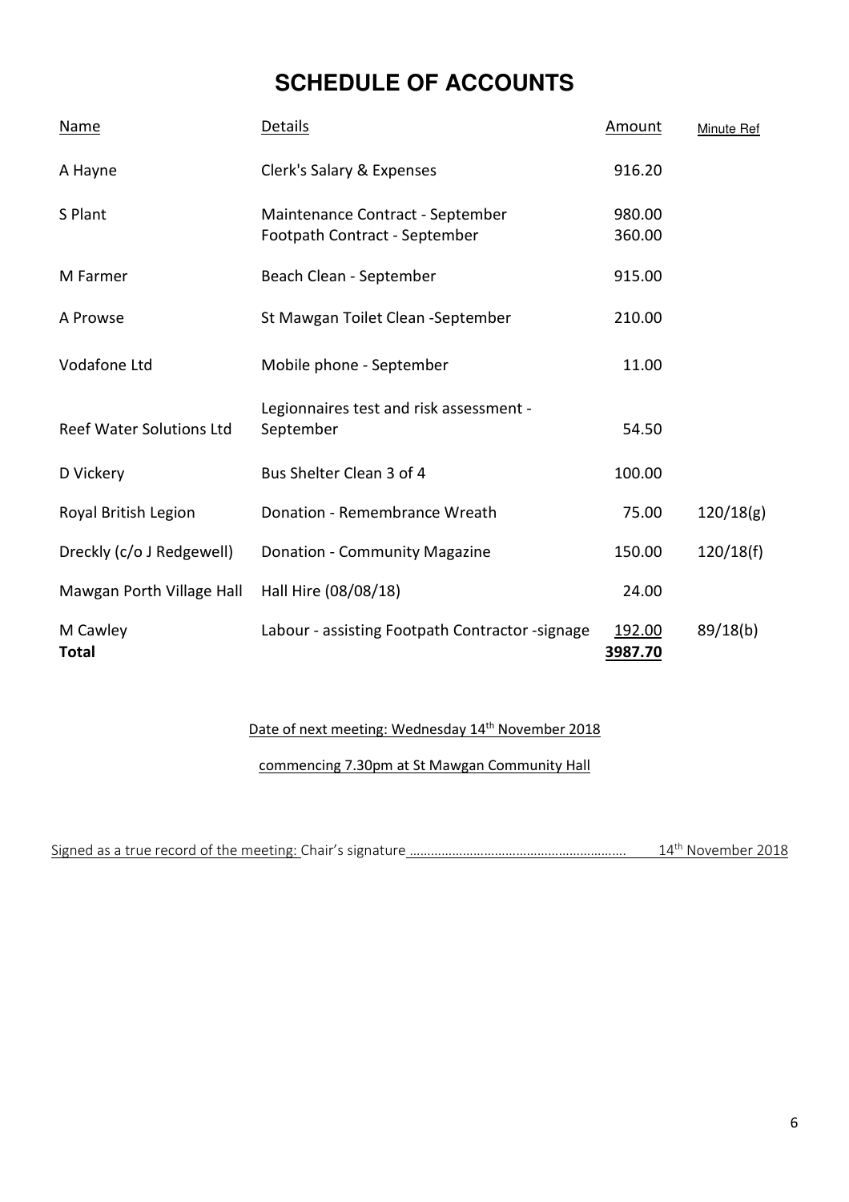# SCHEDULE OF ACCOUNTS

| Name | Details | Amount | Minute Ref |
|---|---|---|---|
| A Hayne | Clerk's Salary & Expenses | 916.20 | |
| S Plant | Maintenance Contract - September | 980.00 | |
| | Footpath Contract - September | 360.00 | |
| M Farmer | Beach Clean - September | 915.00 | |
| A Prowse | St Mawgan Toilet Clean -September | 210.00 | |
| Vodafone Ltd | Mobile phone - September | 11.00 | |
| Reef Water Solutions Ltd | Legionnaires test and risk assessment - September | 54.50 | |
| D Vickery | Bus Shelter Clean 3 of 4 | 100.00 | |
| Royal British Legion | Donation - Remembrance Wreath | 75.00 | 120/18(g) |
| Dreckly (c/o J Redgewell) | Donation - Community Magazine | 150.00 | 120/18(f) |
| Mawgan Porth Village Hall | Hall Hire (08/08/18) | 24.00 | |
| M Cawley | Labour - assisting Footpath Contractor -signage | 192.00 | 89/18(b) |
| **Total** | | **3987.70** | |

Date of next meeting: Wednesday 14th November 2018

commencing 7.30pm at St Mawgan Community Hall

Signed as a true record of the meeting: Chair's signature ……………………………………………………. 14th November 2018